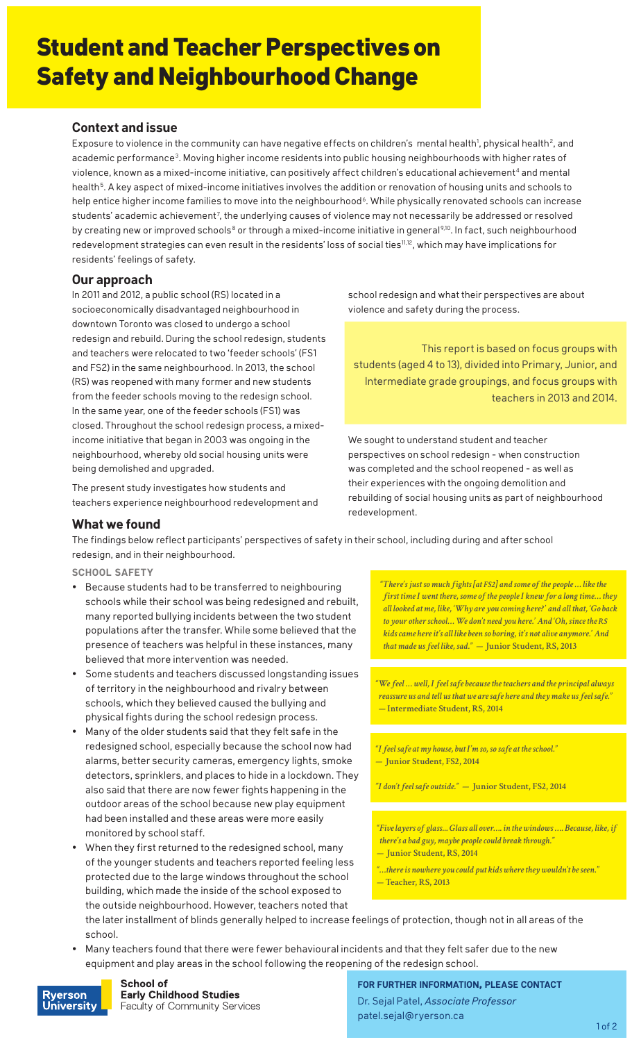# Student and Teacher Perspectives on Safety and Neighbourhood Change

## Context and issue

Exposure to violence in the community can have negative effects on children's mental health[1], physical health[2], and academic performance[3]. Moving higher income residents into public housing neighbourhoods with higher rates of violence, known as a mixed-income initiative, can positively affect children's educational achievement[4] and mental health[5]. A key aspect of mixed-income initiatives involves the addition or renovation of housing units and schools to help entice higher income families to move into the neighbourhood[6]. While physically renovated schools can increase students' academic achievement[7], the underlying causes of violence may not necessarily be addressed or resolved by creating new or improved schools[8] or through a mixed-income initiative in general[9,10]. In fact, such neighbourhood redevelopment strategies can even result in the residents' loss of social ties[11,12], which may have implications for residents' feelings of safety.

## Our approach

In 2011 and 2012, a public school (RS) located in a socioeconomically disadvantaged neighbourhood in downtown Toronto was closed to undergo a school redesign and rebuild. During the school redesign, students and teachers were relocated to two 'feeder schools' (FS1 and FS2) in the same neighbourhood. In 2013, the school (RS) was reopened with many former and new students from the feeder schools moving to the redesign school. In the same year, one of the feeder schools (FS1) was closed. Throughout the school redesign process, a mixed-income initiative that began in 2003 was ongoing in the neighbourhood, whereby old social housing units were being demolished and upgraded.

The present study investigates how students and teachers experience neighbourhood redevelopment and school redesign and what their perspectives are about violence and safety during the process.

This report is based on focus groups with students (aged 4 to 13), divided into Primary, Junior, and Intermediate grade groupings, and focus groups with teachers in 2013 and 2014.

We sought to understand student and teacher perspectives on school redesign - when construction was completed and the school reopened - as well as their experiences with the ongoing demolition and rebuilding of social housing units as part of neighbourhood redevelopment.

## What we found

The findings below reflect participants' perspectives of safety in their school, including during and after school redesign, and in their neighbourhood.

### SCHOOL SAFETY

- Because students had to be transferred to neighbouring schools while their school was being redesigned and rebuilt, many reported bullying incidents between the two student populations after the transfer. While some believed that the presence of teachers was helpful in these instances, many believed that more intervention was needed.
- Some students and teachers discussed longstanding issues of territory in the neighbourhood and rivalry between schools, which they believed caused the bullying and physical fights during the school redesign process.
- Many of the older students said that they felt safe in the redesigned school, especially because the school now had alarms, better security cameras, emergency lights, smoke detectors, sprinklers, and places to hide in a lockdown. They also said that there are now fewer fights happening in the outdoor areas of the school because new play equipment had been installed and these areas were more easily monitored by school staff.
- When they first returned to the redesigned school, many of the younger students and teachers reported feeling less protected due to the large windows throughout the school building, which made the inside of the school exposed to the outside neighbourhood. However, teachers noted that the later installment of blinds generally helped to increase feelings of protection, though not in all areas of the school.
- Many teachers found that there were fewer behavioural incidents and that they felt safer due to the new equipment and play areas in the school following the reopening of the redesign school.

*"There's just so much fights [at FS2] and some of the people ... like the first time I went there, some of the people I knew for a long time... they all looked at me, like, 'Why are you coming here?' and all that, 'Go back to your other school... We don't need you here.' And 'Oh, since the RS kids came here it's all like been so boring, it's not alive anymore.' And that made us feel like, sad."* — Junior Student, RS, 2013

*"We feel ... well, I feel safe because the teachers and the principal always reassure us and tell us that we are safe here and they make us feel safe."* — Intermediate Student, RS, 2014

*"I feel safe at my house, but I'm so, so safe at the school."* — Junior Student, FS2, 2014

*"I don't feel safe outside."* — Junior Student, FS2, 2014

*"Five layers of glass... Glass all over.... in the windows .... Because, like, if there's a bad guy, maybe people could break through."* — Junior Student, RS, 2014

*"...there is nowhere you could put kids where they wouldn't be seen."* — Teacher, RS, 2013

Ryerson University — School of Early Childhood Studies, Faculty of Community Services

**FOR FURTHER INFORMATION, PLEASE CONTACT**
Dr. Sejal Patel, *Associate Professor*
patel.sejal@ryerson.ca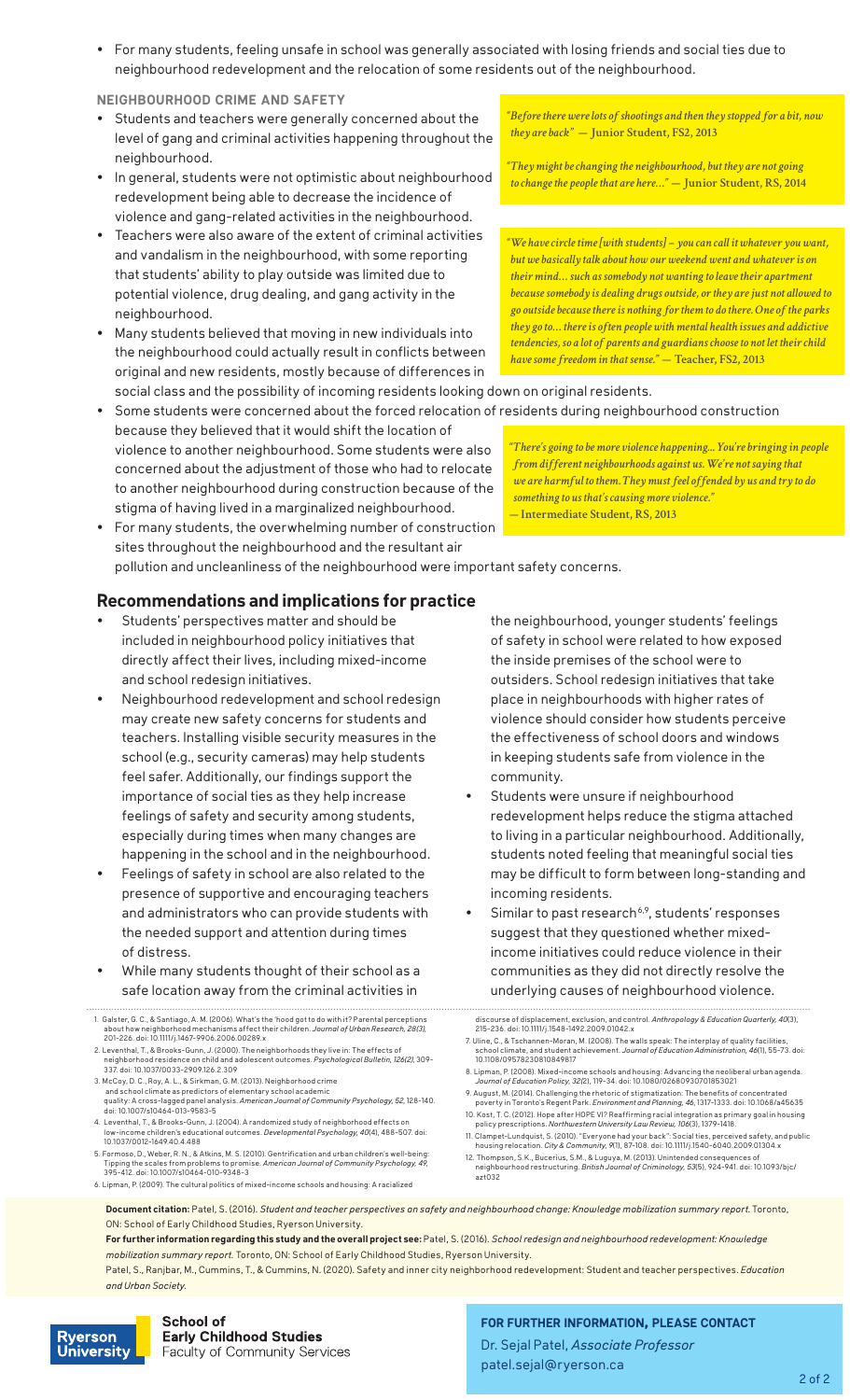- For many students, feeling unsafe in school was generally associated with losing friends and social ties due to neighbourhood redevelopment and the relocation of some residents out of the neighbourhood.

**NEIGHBOURHOOD CRIME AND SAFETY**

- Students and teachers were generally concerned about the level of gang and criminal activities happening throughout the neighbourhood.
- In general, students were not optimistic about neighbourhood redevelopment being able to decrease the incidence of violence and gang-related activities in the neighbourhood.
- Teachers were also aware of the extent of criminal activities and vandalism in the neighbourhood, with some reporting that students' ability to play outside was limited due to potential violence, drug dealing, and gang activity in the neighbourhood.
- Many students believed that moving in new individuals into the neighbourhood could actually result in conflicts between original and new residents, mostly because of differences in social class and the possibility of incoming residents looking down on original residents.
- Some students were concerned about the forced relocation of residents during neighbourhood construction because they believed that it would shift the location of violence to another neighbourhood. Some students were also concerned about the adjustment of those who had to relocate to another neighbourhood during construction because of the stigma of having lived in a marginalized neighbourhood.
- For many students, the overwhelming number of construction sites throughout the neighbourhood and the resultant air pollution and uncleanliness of the neighbourhood were important safety concerns.

*"Before there were lots of shootings and then they stopped for a bit, now they are back"* — Junior Student, FS2, 2013

*"They might be changing the neighbourhood, but they are not going to change the people that are here…"* — Junior Student, RS, 2014

*"We have circle time [with students] – you can call it whatever you want, but we basically talk about how our weekend went and whatever is on their mind… such as somebody not wanting to leave their apartment because somebody is dealing drugs outside, or they are just not allowed to go outside because there is nothing for them to do there. One of the parks they go to… there is often people with mental health issues and addictive tendencies, so a lot of parents and guardians choose to not let their child have some freedom in that sense."* — Teacher, FS2, 2013

*"There's going to be more violence happening… You're bringing in people from different neighbourhoods against us. We're not saying that we are harmful to them. They must feel offended by us and try to do something to us that's causing more violence."* — Intermediate Student, RS, 2013

## Recommendations and implications for practice

- Students' perspectives matter and should be included in neighbourhood policy initiatives that directly affect their lives, including mixed-income and school redesign initiatives.
- Neighbourhood redevelopment and school redesign may create new safety concerns for students and teachers. Installing visible security measures in the school (e.g., security cameras) may help students feel safer. Additionally, our findings support the importance of social ties as they help increase feelings of safety and security among students, especially during times when many changes are happening in the school and in the neighbourhood.
- Feelings of safety in school are also related to the presence of supportive and encouraging teachers and administrators who can provide students with the needed support and attention during times of distress.
- While many students thought of their school as a safe location away from the criminal activities in the neighbourhood, younger students' feelings of safety in school were related to how exposed the inside premises of the school were to outsiders. School redesign initiatives that take place in neighbourhoods with higher rates of violence should consider how students perceive the effectiveness of school doors and windows in keeping students safe from violence in the community.
- Students were unsure if neighbourhood redevelopment helps reduce the stigma attached to living in a particular neighbourhood. Additionally, students noted feeling that meaningful social ties may be difficult to form between long-standing and incoming residents.
- Similar to past research[6,9], students' responses suggest that they questioned whether mixed-income initiatives could reduce violence in their communities as they did not directly resolve the underlying causes of neighbourhood violence.

1. Galster, G. C., & Santiago, A. M. (2006). What's the 'hood got to do with it? Parental perceptions about how neighborhood mechanisms affect their children. *Journal of Urban Research, 28(3)*, 201-226. doi: 10.1111/j.1467-9906.2006.00289.x
2. Leventhal, T., & Brooks-Gunn, J. (2000). The neighborhoods they live in: The effects of neighborhood residence on child and adolescent outcomes. *Psychological Bulletin, 126(2)*, 309-337. doi: 10.1037/0033-2909.126.2.309
3. McCoy, D. C., Roy, A. L., & Sirkman, G. M. (2013). Neighborhood crime and school climate as predictors of elementary school academic quality: A cross-lagged panel analysis. *American Journal of Community Psychology, 52*, 128-140. doi: 10.1007/s10464-013-9583-5
4. Leventhal, T., & Brooks-Gunn, J. (2004). A randomized study of neighborhood effects on low-income children's educational outcomes. *Developmental Psychology, 40*(4), 488-507. doi: 10.1037/0012-1649.40.4.488
5. Formoso, D., Weber, R. N., & Atkins, M. S. (2010). Gentrification and urban children's well-being: Tipping the scales from problems to promise. *American Journal of Community Psychology, 49*, 395-412. doi: 10.1007/s10464-010-9348-3
6. Lipman, P. (2009). The cultural politics of mixed-income schools and housing: A racialized discourse of displacement, exclusion, and control. *Anthropology & Education Quarterly, 40*(3), 215-236. doi: 10.1111/j.1548-1492.2009.01042.x
7. Uline, C., & Tschannen-Moran, M. (2008). The walls speak: The interplay of quality facilities, school climate, and student achievement. *Journal of Educational Administration, 46*(1), 55-73. doi: 10.1108/09578230810849817
8. Lipman, P. (2008). Mixed-income schools and housing: Advancing the neoliberal urban agenda. *Journal of Education Policy, 32*(2), 119-34. doi: 10.1080/02680930701853021
9. August, M. (2014). Challenging the rhetoric of stigmatization: The benefits of concentrated poverty in Toronto's Regent Park. *Environment and Planning, 46*, 1317-1333. doi: 10.1068/a45635
10. Kost, T. C. (2012). Hope after HOPE VI? Reaffirming racial integration as primary goal in housing policy prescriptions. *Northwestern University Law Review, 106*(3), 1379-1418.
11. Clampet-Lundquist, S. (2010). "Everyone had your back": Social ties, perceived safety, and public housing relocation. *City & Community, 9*(1), 87-108. doi: 10.1111/j.1540-6040.2009.01304.x
12. Thompson, S.K., Bucerius, S.M., & Luguya, M. (2013). Unintended consequences of neighbourhood restructuring. *British Journal of Criminology, 53*(5), 924-941. doi: 10.1093/bjc/azt032

**Document citation:** Patel, S. (2016). *Student and teacher perspectives on safety and neighbourhood change: Knowledge mobilization summary report.* Toronto, ON: School of Early Childhood Studies, Ryerson University.

**For further information regarding this study and the overall project see:** Patel, S. (2016). *School redesign and neighbourhood redevelopment: Knowledge mobilization summary report.* Toronto, ON: School of Early Childhood Studies, Ryerson University.

Patel, S., Ranjbar, M., Cummins, T., & Cummins, N. (2020). Safety and inner city neighborhood redevelopment: Student and teacher perspectives. *Education and Urban Society.*

Ryerson University
School of Early Childhood Studies
Faculty of Community Services

**FOR FURTHER INFORMATION, PLEASE CONTACT**

Dr. Sejal Patel, *Associate Professor*
patel.sejal@ryerson.ca